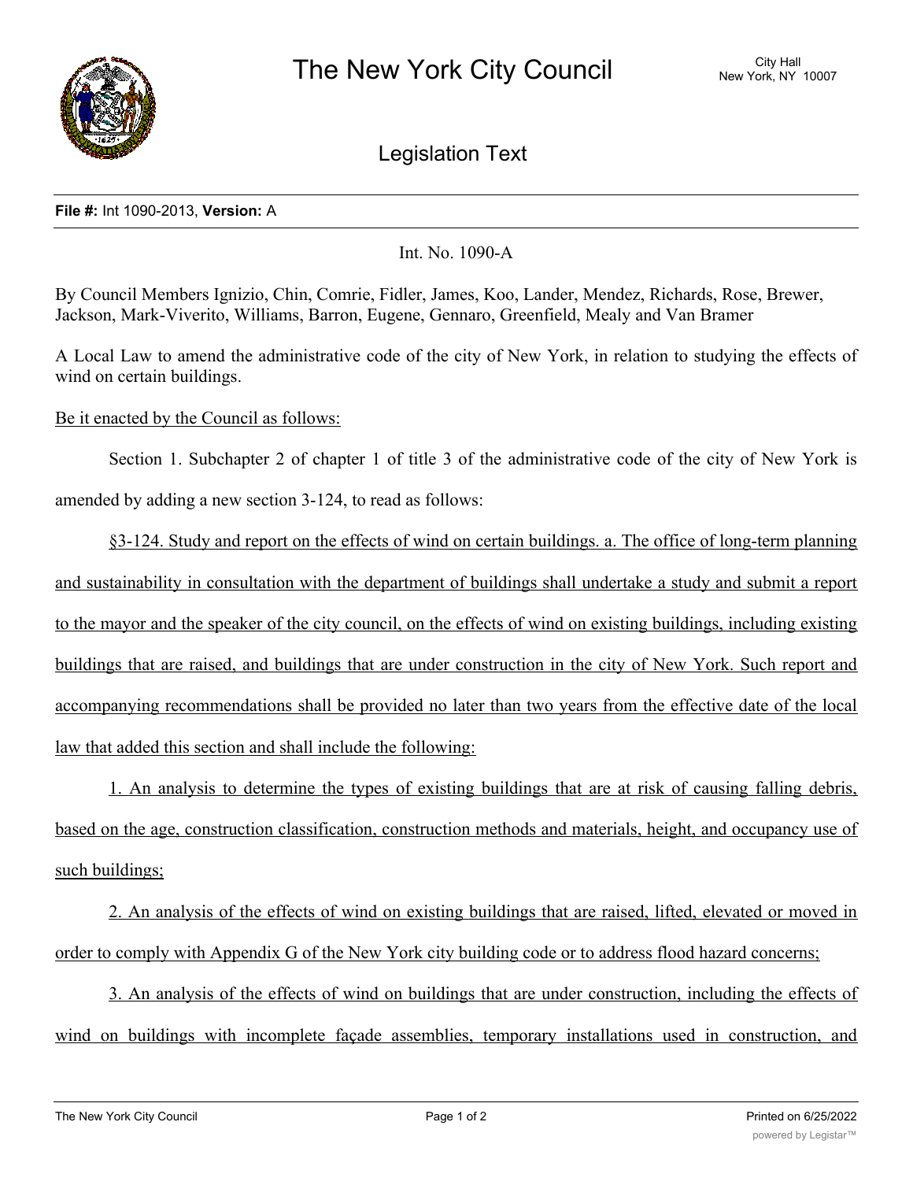# The New York City Council

City Hall
New York, NY 10007

## Legislation Text

**File #:** Int 1090-2013, **Version:** A

Int. No. 1090-A

By Council Members Ignizio, Chin, Comrie, Fidler, James, Koo, Lander, Mendez, Richards, Rose, Brewer, Jackson, Mark-Viverito, Williams, Barron, Eugene, Gennaro, Greenfield, Mealy and Van Bramer

A Local Law to amend the administrative code of the city of New York, in relation to studying the effects of wind on certain buildings.

Be it enacted by the Council as follows:

Section 1. Subchapter 2 of chapter 1 of title 3 of the administrative code of the city of New York is amended by adding a new section 3-124, to read as follows:

§3-124. Study and report on the effects of wind on certain buildings. a. The office of long-term planning and sustainability in consultation with the department of buildings shall undertake a study and submit a report to the mayor and the speaker of the city council, on the effects of wind on existing buildings, including existing buildings that are raised, and buildings that are under construction in the city of New York. Such report and accompanying recommendations shall be provided no later than two years from the effective date of the local law that added this section and shall include the following:

1. An analysis to determine the types of existing buildings that are at risk of causing falling debris, based on the age, construction classification, construction methods and materials, height, and occupancy use of such buildings;

2. An analysis of the effects of wind on existing buildings that are raised, lifted, elevated or moved in order to comply with Appendix G of the New York city building code or to address flood hazard concerns;

3. An analysis of the effects of wind on buildings that are under construction, including the effects of wind on buildings with incomplete façade assemblies, temporary installations used in construction, and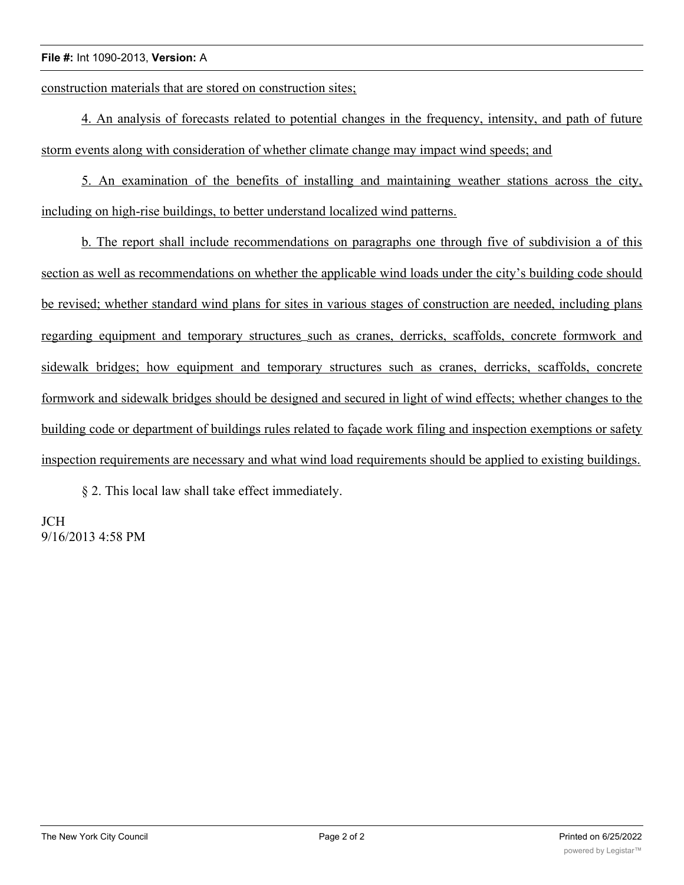construction materials that are stored on construction sites;

4. An analysis of forecasts related to potential changes in the frequency, intensity, and path of future storm events along with consideration of whether climate change may impact wind speeds; and

5. An examination of the benefits of installing and maintaining weather stations across the city, including on high-rise buildings, to better understand localized wind patterns.

b. The report shall include recommendations on paragraphs one through five of subdivision a of this section as well as recommendations on whether the applicable wind loads under the city's building code should be revised; whether standard wind plans for sites in various stages of construction are needed, including plans regarding equipment and temporary structures such as cranes, derricks, scaffolds, concrete formwork and sidewalk bridges; how equipment and temporary structures such as cranes, derricks, scaffolds, concrete formwork and sidewalk bridges should be designed and secured in light of wind effects; whether changes to the building code or department of buildings rules related to façade work filing and inspection exemptions or safety inspection requirements are necessary and what wind load requirements should be applied to existing buildings.

§ 2. This local law shall take effect immediately.

JCH
9/16/2013 4:58 PM